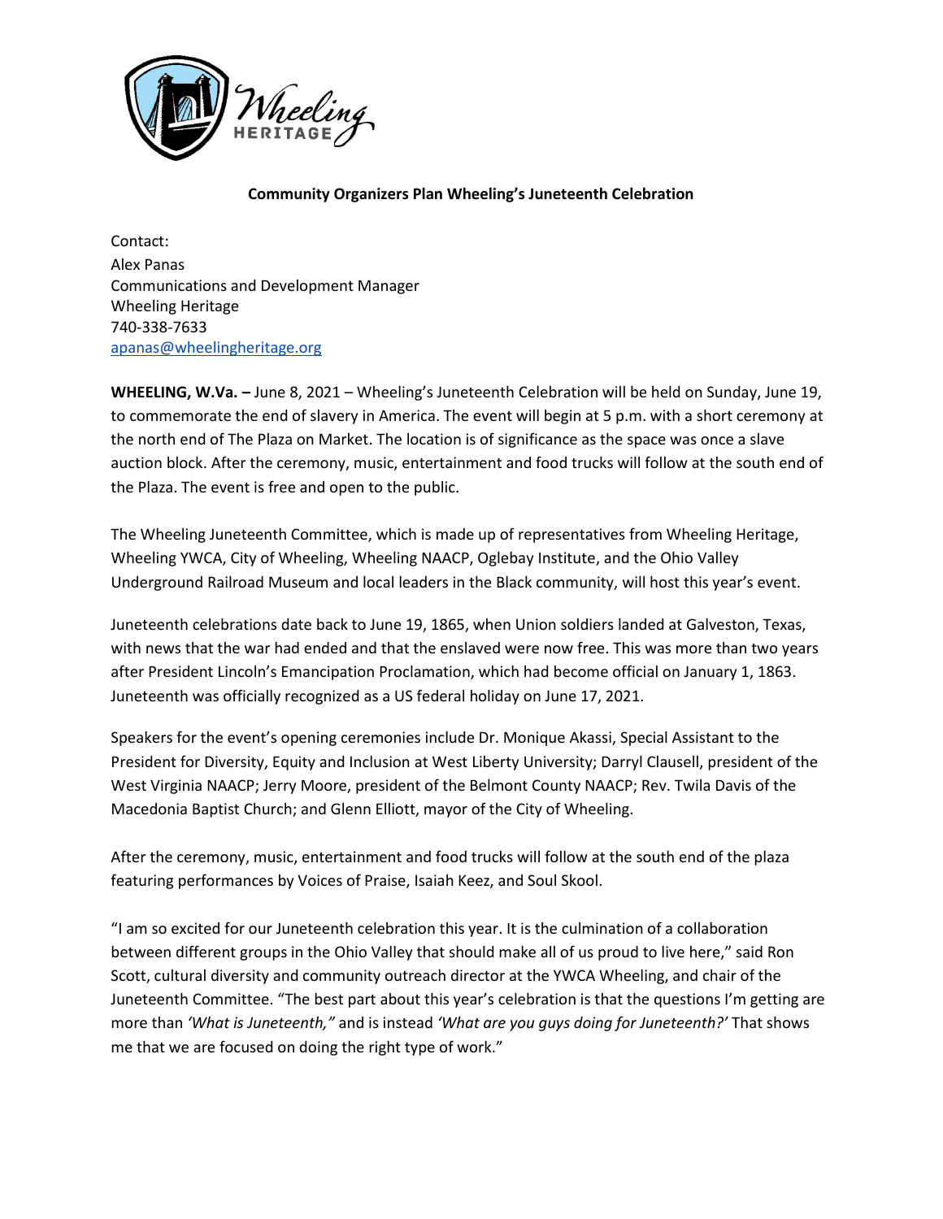**Community Organizers Plan Wheeling's Juneteenth Celebration**

Contact:
Alex Panas
Communications and Development Manager
Wheeling Heritage
740-338-7633
apanas@wheelingheritage.org

**WHEELING, W.Va. –** June 8, 2021 – Wheeling's Juneteenth Celebration will be held on Sunday, June 19, to commemorate the end of slavery in America. The event will begin at 5 p.m. with a short ceremony at the north end of The Plaza on Market. The location is of significance as the space was once a slave auction block. After the ceremony, music, entertainment and food trucks will follow at the south end of the Plaza. The event is free and open to the public.

The Wheeling Juneteenth Committee, which is made up of representatives from Wheeling Heritage, Wheeling YWCA, City of Wheeling, Wheeling NAACP, Oglebay Institute, and the Ohio Valley Underground Railroad Museum and local leaders in the Black community, will host this year's event.

Juneteenth celebrations date back to June 19, 1865, when Union soldiers landed at Galveston, Texas, with news that the war had ended and that the enslaved were now free. This was more than two years after President Lincoln's Emancipation Proclamation, which had become official on January 1, 1863. Juneteenth was officially recognized as a US federal holiday on June 17, 2021.

Speakers for the event's opening ceremonies include Dr. Monique Akassi, Special Assistant to the President for Diversity, Equity and Inclusion at West Liberty University; Darryl Clausell, president of the West Virginia NAACP; Jerry Moore, president of the Belmont County NAACP; Rev. Twila Davis of the Macedonia Baptist Church; and Glenn Elliott, mayor of the City of Wheeling.

After the ceremony, music, entertainment and food trucks will follow at the south end of the plaza featuring performances by Voices of Praise, Isaiah Keez, and Soul Skool.

"I am so excited for our Juneteenth celebration this year. It is the culmination of a collaboration between different groups in the Ohio Valley that should make all of us proud to live here," said Ron Scott, cultural diversity and community outreach director at the YWCA Wheeling, and chair of the Juneteenth Committee. "The best part about this year's celebration is that the questions I'm getting are more than *'What is Juneteenth,"* and is instead *'What are you guys doing for Juneteenth?'* That shows me that we are focused on doing the right type of work."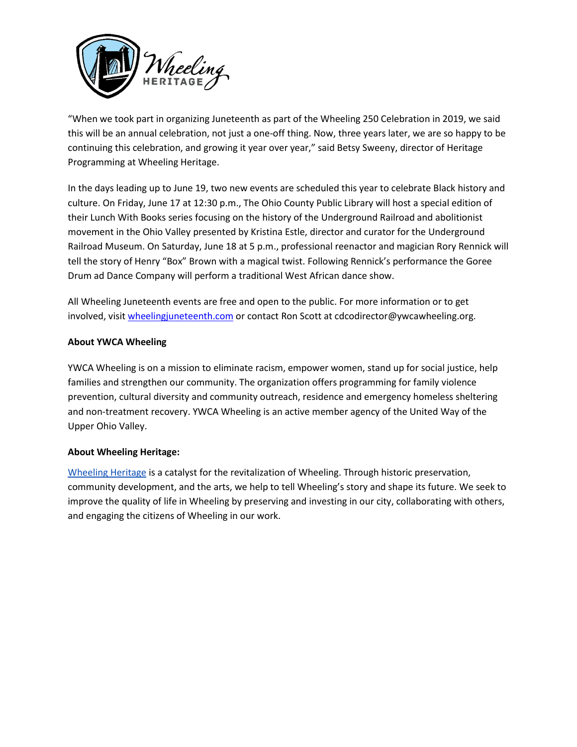"When we took part in organizing Juneteenth as part of the Wheeling 250 Celebration in 2019, we said this will be an annual celebration, not just a one-off thing. Now, three years later, we are so happy to be continuing this celebration, and growing it year over year," said Betsy Sweeny, director of Heritage Programming at Wheeling Heritage.

In the days leading up to June 19, two new events are scheduled this year to celebrate Black history and culture. On Friday, June 17 at 12:30 p.m., The Ohio County Public Library will host a special edition of their Lunch With Books series focusing on the history of the Underground Railroad and abolitionist movement in the Ohio Valley presented by Kristina Estle, director and curator for the Underground Railroad Museum. On Saturday, June 18 at 5 p.m., professional reenactor and magician Rory Rennick will tell the story of Henry "Box" Brown with a magical twist. Following Rennick's performance the Goree Drum ad Dance Company will perform a traditional West African dance show.

All Wheeling Juneteenth events are free and open to the public. For more information or to get involved, visit [wheelingjuneteenth.com](wheelingjuneteenth.com) or contact Ron Scott at cdcodirector@ywcawheeling.org.

**About YWCA Wheeling**

YWCA Wheeling is on a mission to eliminate racism, empower women, stand up for social justice, help families and strengthen our community. The organization offers programming for family violence prevention, cultural diversity and community outreach, residence and emergency homeless sheltering and non-treatment recovery. YWCA Wheeling is an active member agency of the United Way of the Upper Ohio Valley.

**About Wheeling Heritage:**

Wheeling Heritage is a catalyst for the revitalization of Wheeling. Through historic preservation, community development, and the arts, we help to tell Wheeling's story and shape its future. We seek to improve the quality of life in Wheeling by preserving and investing in our city, collaborating with others, and engaging the citizens of Wheeling in our work.